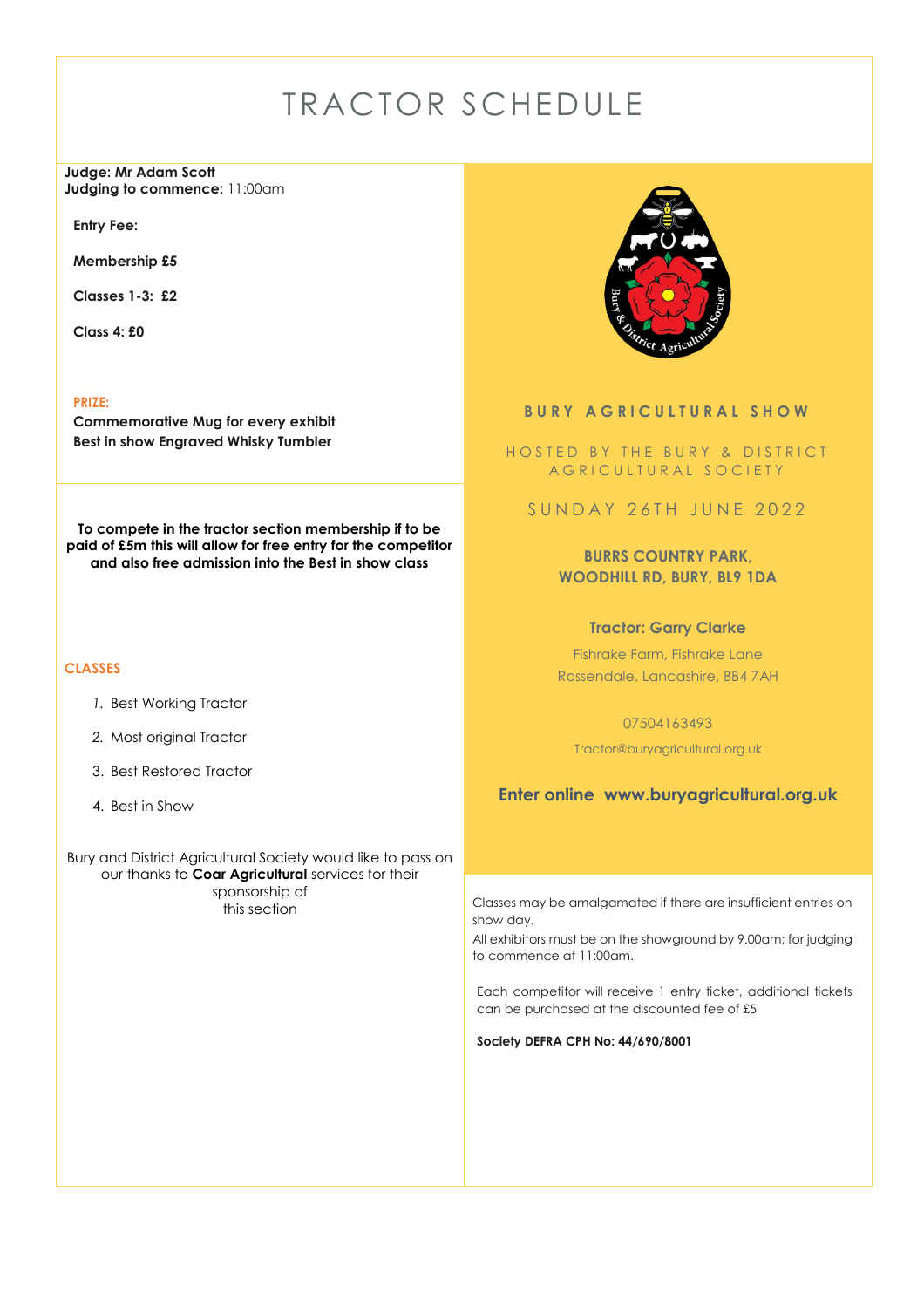# TRACTOR SCHEDULE

**Judge: Mr Adam Scott**
**Judging to commence:** 11:00am

**Entry Fee:**

**Membership £5**

**Classes 1-3: £2**

**Class 4: £0**

**PRIZE:**
**Commemorative Mug for every exhibit**
**Best in show Engraved Whisky Tumbler**

**To compete in the tractor section membership if to be paid of £5m this will allow for free entry for the competitor and also free admission into the Best in show class**

**CLASSES**

1. Best Working Tractor
2. Most original Tractor
3. Best Restored Tractor
4. Best in Show

Bury and District Agricultural Society would like to pass on our thanks to **Coar Agricultural** services for their sponsorship of this section

## BURY AGRICULTURAL SHOW

HOSTED BY THE BURY & DISTRICT AGRICULTURAL SOCIETY

SUNDAY 26TH JUNE 2022

**BURRS COUNTRY PARK, WOODHILL RD, BURY, BL9 1DA**

**Tractor: Garry Clarke**

Fishrake Farm, Fishrake Lane
Rossendale, Lancashire, BB4 7AH

07504163493

Tractor@buryagricultural.org.uk

**Enter online www.buryagricultural.org.uk**

Classes may be amalgamated if there are insufficient entries on show day.
All exhibitors must be on the showground by 9.00am; for judging to commence at 11:00am.

Each competitor will receive 1 entry ticket, additional tickets can be purchased at the discounted fee of £5

**Society DEFRA CPH No: 44/690/8001**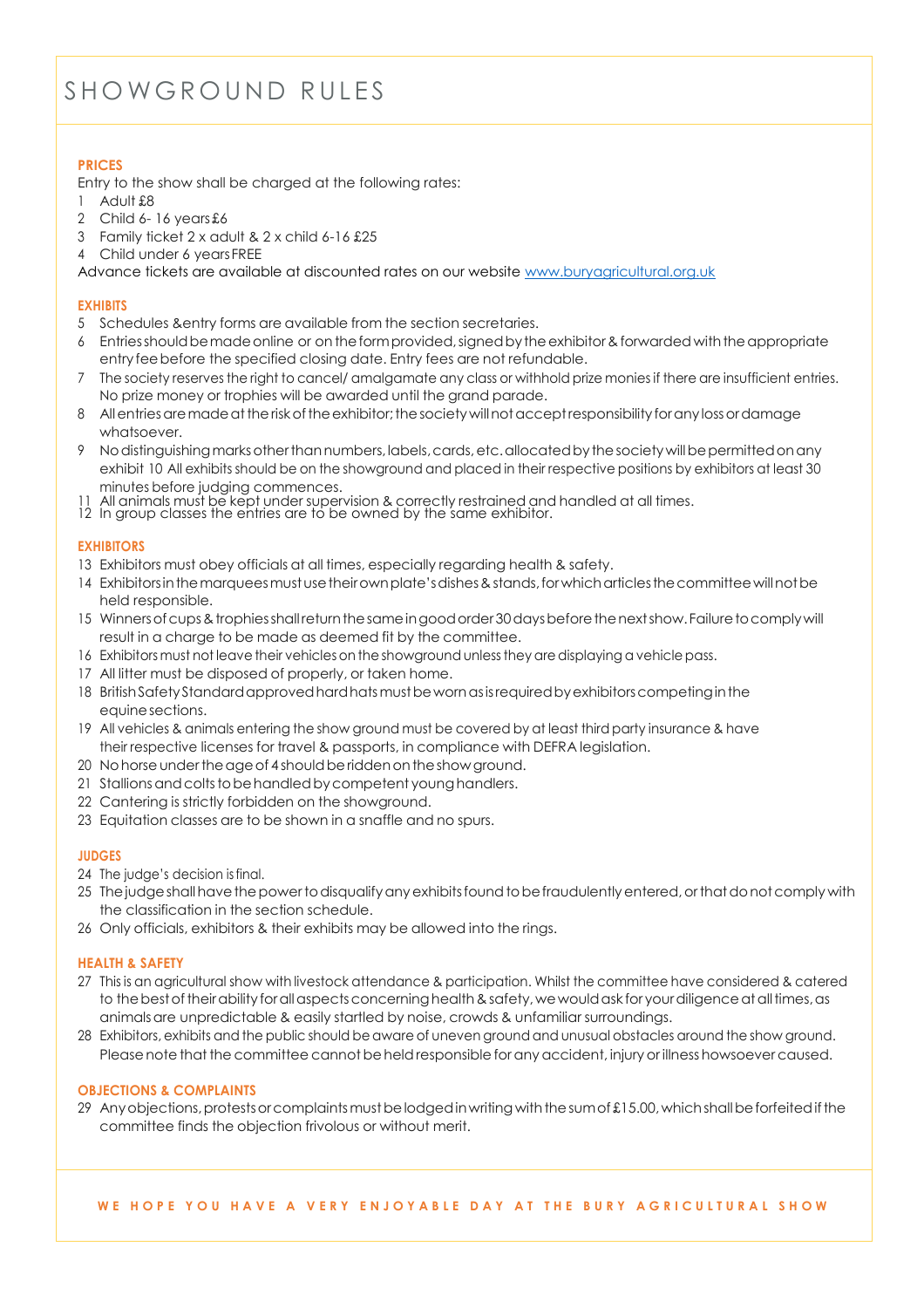# SHOWGROUND RULES

## PRICES

Entry to the show shall be charged at the following rates:

1. Adult £8
2. Child 6- 16 years £6
3. Family ticket 2 x adult & 2 x child 6-16 £25
4. Child under 6 years FREE

Advance tickets are available at discounted rates on our website [www.buryagricultural.org.uk](http://www.buryagricultural.org.uk)

## EXHIBITS

5. Schedules &entry forms are available from the section secretaries.
6. Entries should be made online or on the form provided, signed by the exhibitor & forwarded with the appropriate entry fee before the specified closing date. Entry fees are not refundable.
7. The society reserves the right to cancel/ amalgamate any class or withhold prize monies if there are insufficient entries. No prize money or trophies will be awarded until the grand parade.
8. All entries are made at the risk of the exhibitor; the society will not accept responsibility for any loss or damage whatsoever.
9. No distinguishing marks other than numbers, labels, cards, etc. allocated by the society will be permitted on any exhibit
10. All exhibits should be on the showground and placed in their respective positions by exhibitors at least 30 minutes before judging commences.
11. All animals must be kept under supervision & correctly restrained and handled at all times.
12. In group classes the entries are to be owned by the same exhibitor.

## EXHIBITORS

13. Exhibitors must obey officials at all times, especially regarding health & safety.
14. Exhibitors in the marquees must use their own plate's dishes & stands, for which articles the committee will not be held responsible.
15. Winners of cups & trophies shall return the same in good order 30 days before the next show. Failure to comply will result in a charge to be made as deemed fit by the committee.
16. Exhibitors must not leave their vehicles on the showground unless they are displaying a vehicle pass.
17. All litter must be disposed of properly, or taken home.
18. British Safety Standard approved hard hats must be worn as is required by exhibitors competing in the equine sections.
19. All vehicles & animals entering the show ground must be covered by at least third party insurance & have their respective licenses for travel & passports, in compliance with DEFRA legislation.
20. No horse under the age of 4 should be ridden on the show ground.
21. Stallions and colts to be handled by competent young handlers.
22. Cantering is strictly forbidden on the showground.
23. Equitation classes are to be shown in a snaffle and no spurs.

## JUDGES

24. The judge's decision is final.
25. The judge shall have the power to disqualify any exhibits found to be fraudulently entered, or that do not comply with the classification in the section schedule.
26. Only officials, exhibitors & their exhibits may be allowed into the rings.

## HEALTH & SAFETY

27. This is an agricultural show with livestock attendance & participation. Whilst the committee have considered & catered to the best of their ability for all aspects concerning health & safety, we would ask for your diligence at all times, as animals are unpredictable & easily startled by noise, crowds & unfamiliar surroundings.
28. Exhibitors, exhibits and the public should be aware of uneven ground and unusual obstacles around the show ground. Please note that the committee cannot be held responsible for any accident, injury or illness howsoever caused.

## OBJECTIONS & COMPLAINTS

29. Any objections, protests or complaints must be lodged in writing with the sum of £15.00, which shall be forfeited if the committee finds the objection frivolous or without merit.

**WE HOPE YOU HAVE A VERY ENJOYABLE DAY AT THE BURY AGRICULTURAL SHOW**